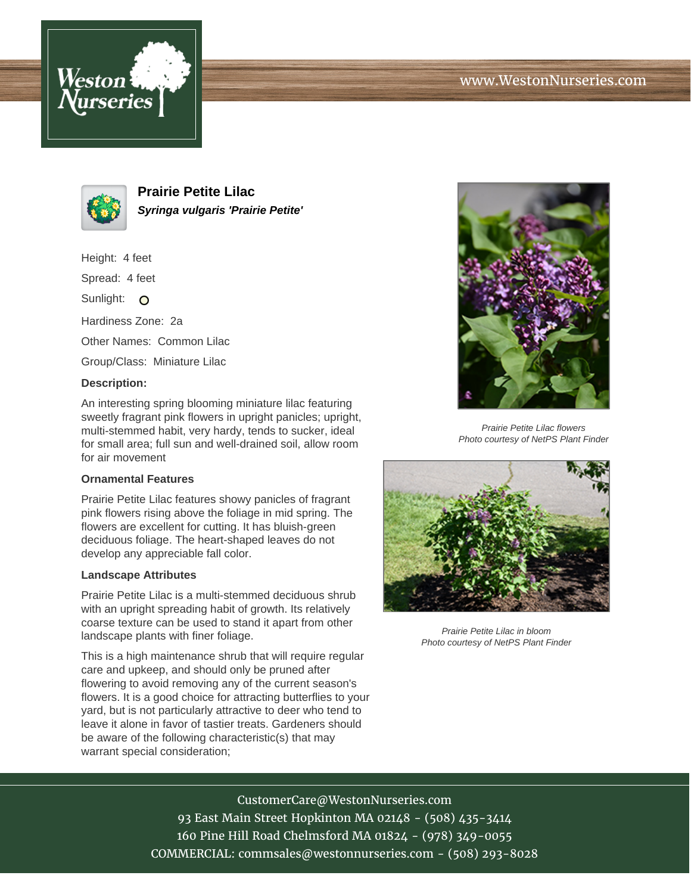# Prairie Petite Lilac

***Syringa vulgaris 'Prairie Petite'***

Height: 4 feet

Spread: 4 feet

Sunlight:

Hardiness Zone: 2a

Other Names: Common Lilac

Group/Class: Miniature Lilac

**Description:**

An interesting spring blooming miniature lilac featuring sweetly fragrant pink flowers in upright panicles; upright, multi-stemmed habit, very hardy, tends to sucker, ideal for small area; full sun and well-drained soil, allow room for air movement

### Ornamental Features

Prairie Petite Lilac features showy panicles of fragrant pink flowers rising above the foliage in mid spring. The flowers are excellent for cutting. It has bluish-green deciduous foliage. The heart-shaped leaves do not develop any appreciable fall color.

### Landscape Attributes

Prairie Petite Lilac is a multi-stemmed deciduous shrub with an upright spreading habit of growth. Its relatively coarse texture can be used to stand it apart from other landscape plants with finer foliage.

This is a high maintenance shrub that will require regular care and upkeep, and should only be pruned after flowering to avoid removing any of the current season's flowers. It is a good choice for attracting butterflies to your yard, but is not particularly attractive to deer who tend to leave it alone in favor of tastier treats. Gardeners should be aware of the following characteristic(s) that may warrant special consideration;

*Prairie Petite Lilac flowers*
*Photo courtesy of NetPS Plant Finder*

*Prairie Petite Lilac in bloom*
*Photo courtesy of NetPS Plant Finder*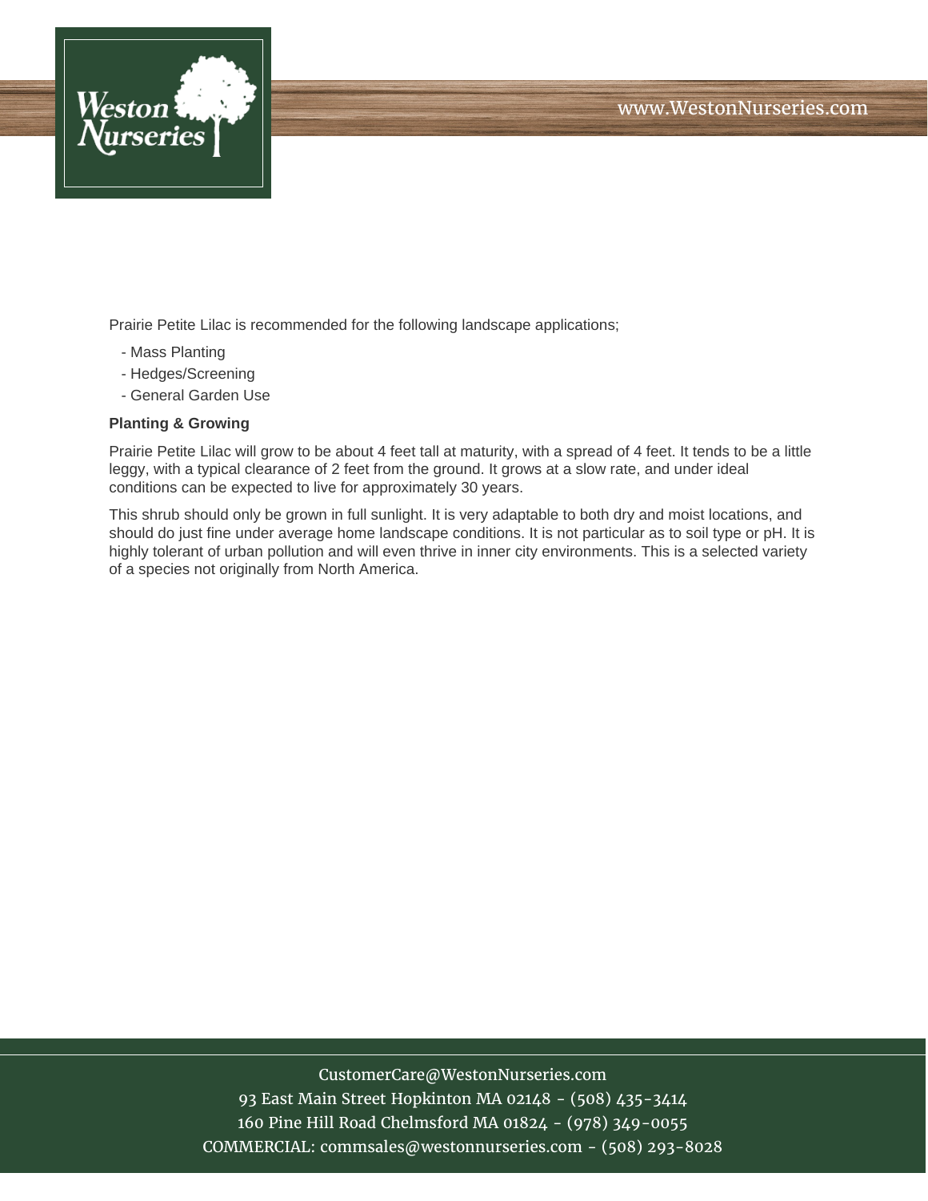Prairie Petite Lilac is recommended for the following landscape applications;

- Mass Planting
- Hedges/Screening
- General Garden Use

**Planting & Growing**

Prairie Petite Lilac will grow to be about 4 feet tall at maturity, with a spread of 4 feet. It tends to be a little leggy, with a typical clearance of 2 feet from the ground. It grows at a slow rate, and under ideal conditions can be expected to live for approximately 30 years.

This shrub should only be grown in full sunlight. It is very adaptable to both dry and moist locations, and should do just fine under average home landscape conditions. It is not particular as to soil type or pH. It is highly tolerant of urban pollution and will even thrive in inner city environments. This is a selected variety of a species not originally from North America.